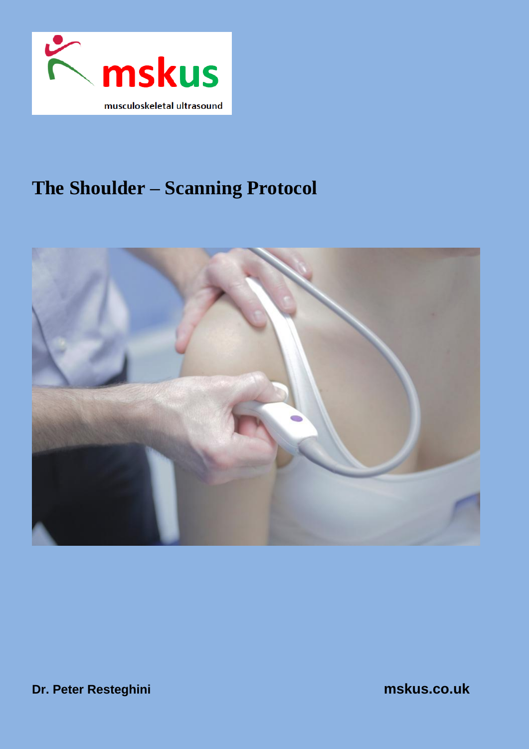mskus

musculoskeletal ultrasound

# The Shoulder – Scanning Protocol

**Dr. Peter Resteghini**

**mskus.co.uk**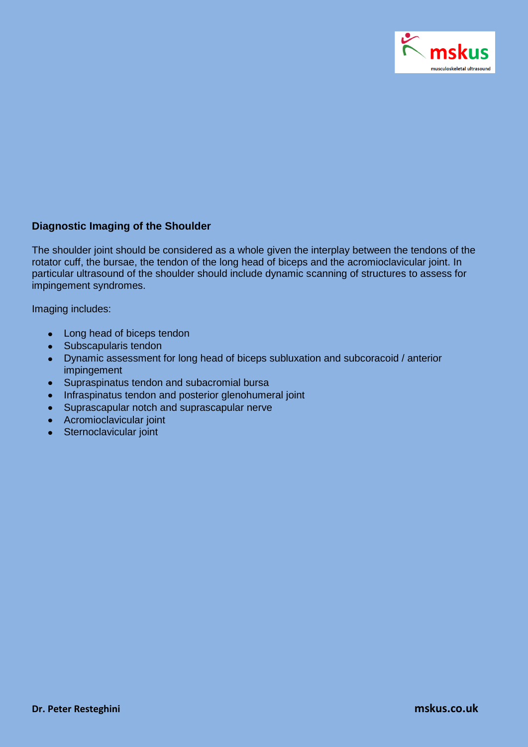## Diagnostic Imaging of the Shoulder

The shoulder joint should be considered as a whole given the interplay between the tendons of the rotator cuff, the bursae, the tendon of the long head of biceps and the acromioclavicular joint. In particular ultrasound of the shoulder should include dynamic scanning of structures to assess for impingement syndromes.

Imaging includes:

- Long head of biceps tendon
- Subscapularis tendon
- Dynamic assessment for long head of biceps subluxation and subcoracoid / anterior impingement
- Supraspinatus tendon and subacromial bursa
- Infraspinatus tendon and posterior glenohumeral joint
- Suprascapular notch and suprascapular nerve
- Acromioclavicular joint
- Sternoclavicular joint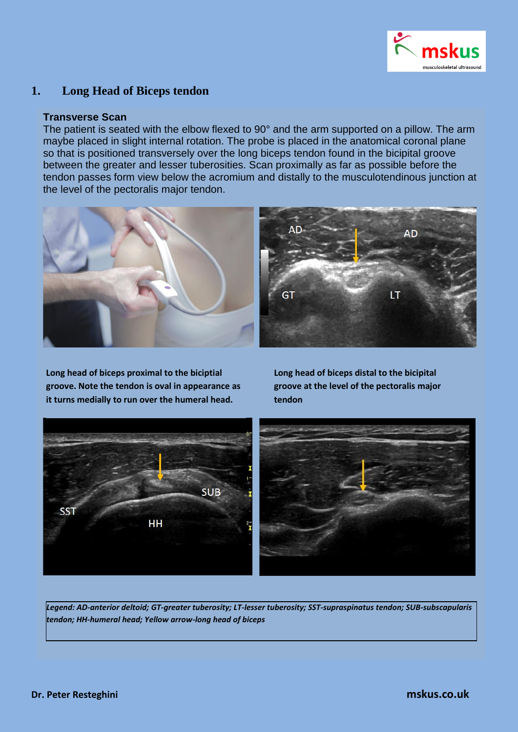## 1. Long Head of Biceps tendon

**Transverse Scan**

The patient is seated with the elbow flexed to 90° and the arm supported on a pillow. The arm maybe placed in slight internal rotation. The probe is placed in the anatomical coronal plane so that is positioned transversely over the long biceps tendon found in the bicipital groove between the greater and lesser tuberosities. Scan proximally as far as possible before the tendon passes form view below the acromium and distally to the musculotendinous junction at the level of the pectoralis major tendon.

**Long head of biceps proximal to the biciptial groove. Note the tendon is oval in appearance as it turns medially to run over the humeral head.**

**Long head of biceps distal to the bicipital groove at the level of the pectoralis major tendon**

*Legend: AD-anterior deltoid; GT-greater tuberosity; LT-lesser tuberosity; SST-supraspinatus tendon; SUB-subscapularis tendon; HH-humeral head; Yellow arrow-long head of biceps*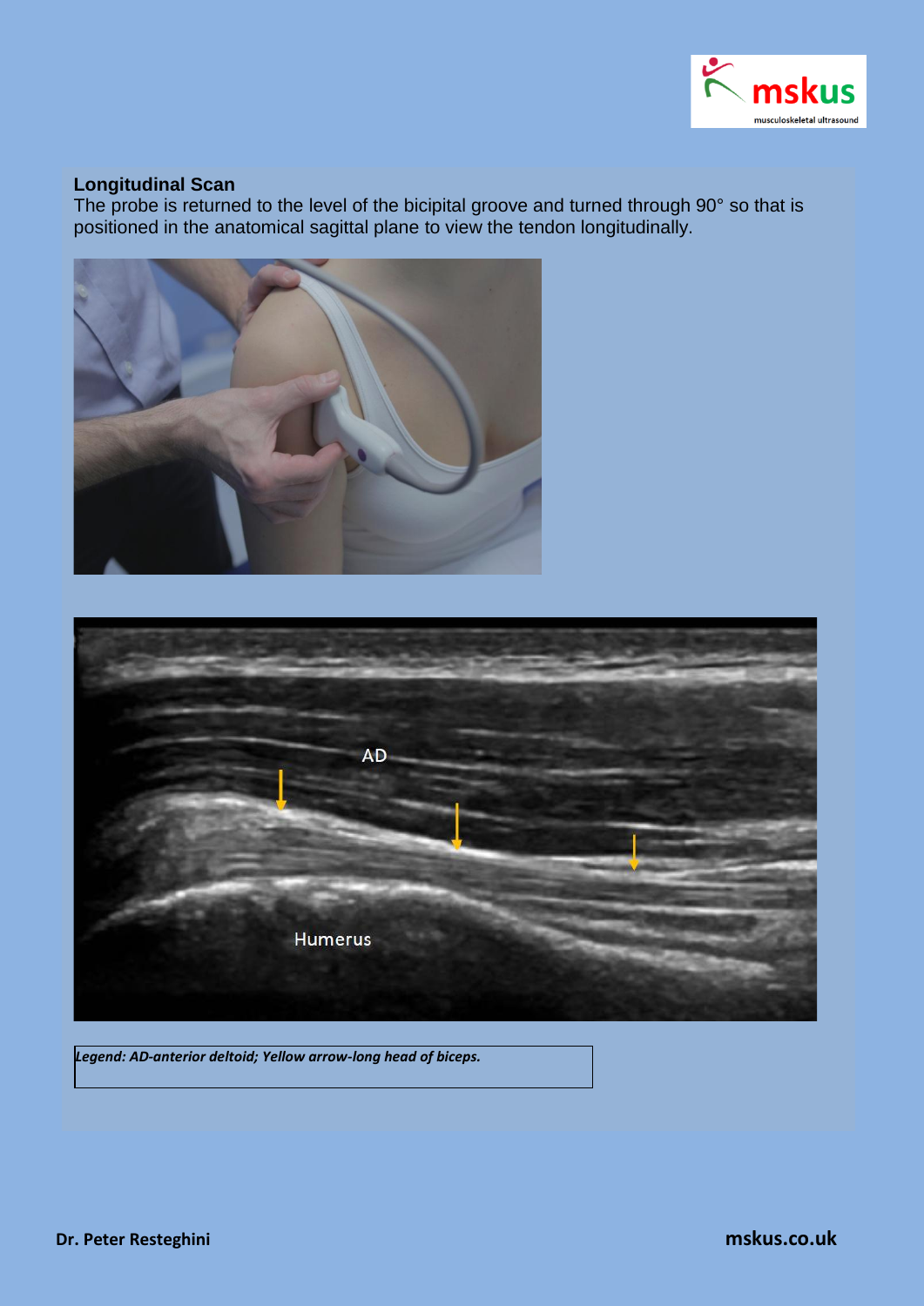**Longitudinal Scan**

The probe is returned to the level of the bicipital groove and turned through 90° so that is positioned in the anatomical sagittal plane to view the tendon longitudinally.

*Legend: AD-anterior deltoid; Yellow arrow-long head of biceps.*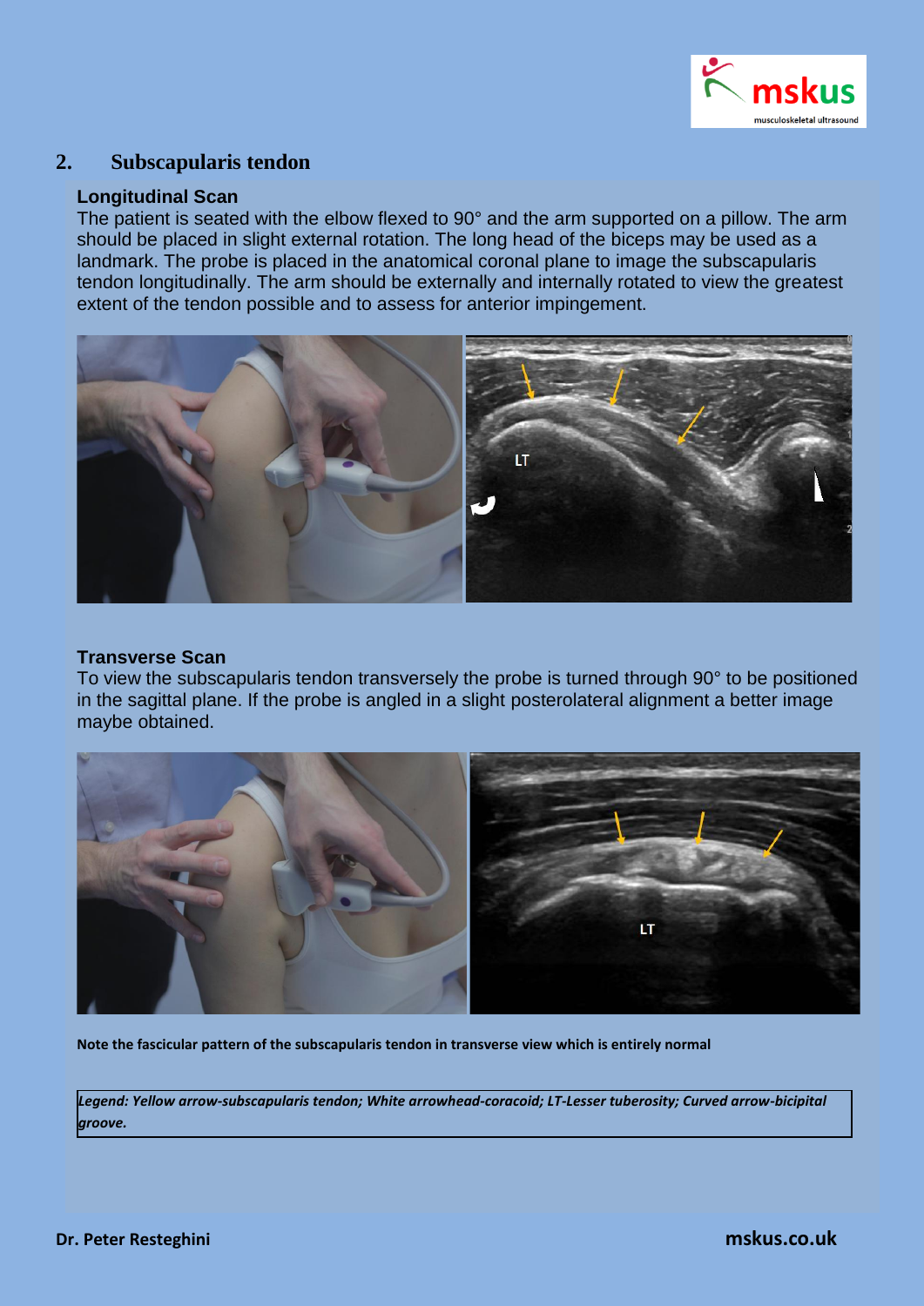## 2. Subscapularis tendon

### Longitudinal Scan

The patient is seated with the elbow flexed to 90° and the arm supported on a pillow. The arm should be placed in slight external rotation. The long head of the biceps may be used as a landmark. The probe is placed in the anatomical coronal plane to image the subscapularis tendon longitudinally. The arm should be externally and internally rotated to view the greatest extent of the tendon possible and to assess for anterior impingement.

### Transverse Scan

To view the subscapularis tendon transversely the probe is turned through 90° to be positioned in the sagittal plane. If the probe is angled in a slight posterolateral alignment a better image maybe obtained.

**Note the fascicular pattern of the subscapularis tendon in transverse view which is entirely normal**

***Legend: Yellow arrow-subscapularis tendon; White arrowhead-coracoid; LT-Lesser tuberosity; Curved arrow-bicipital groove.***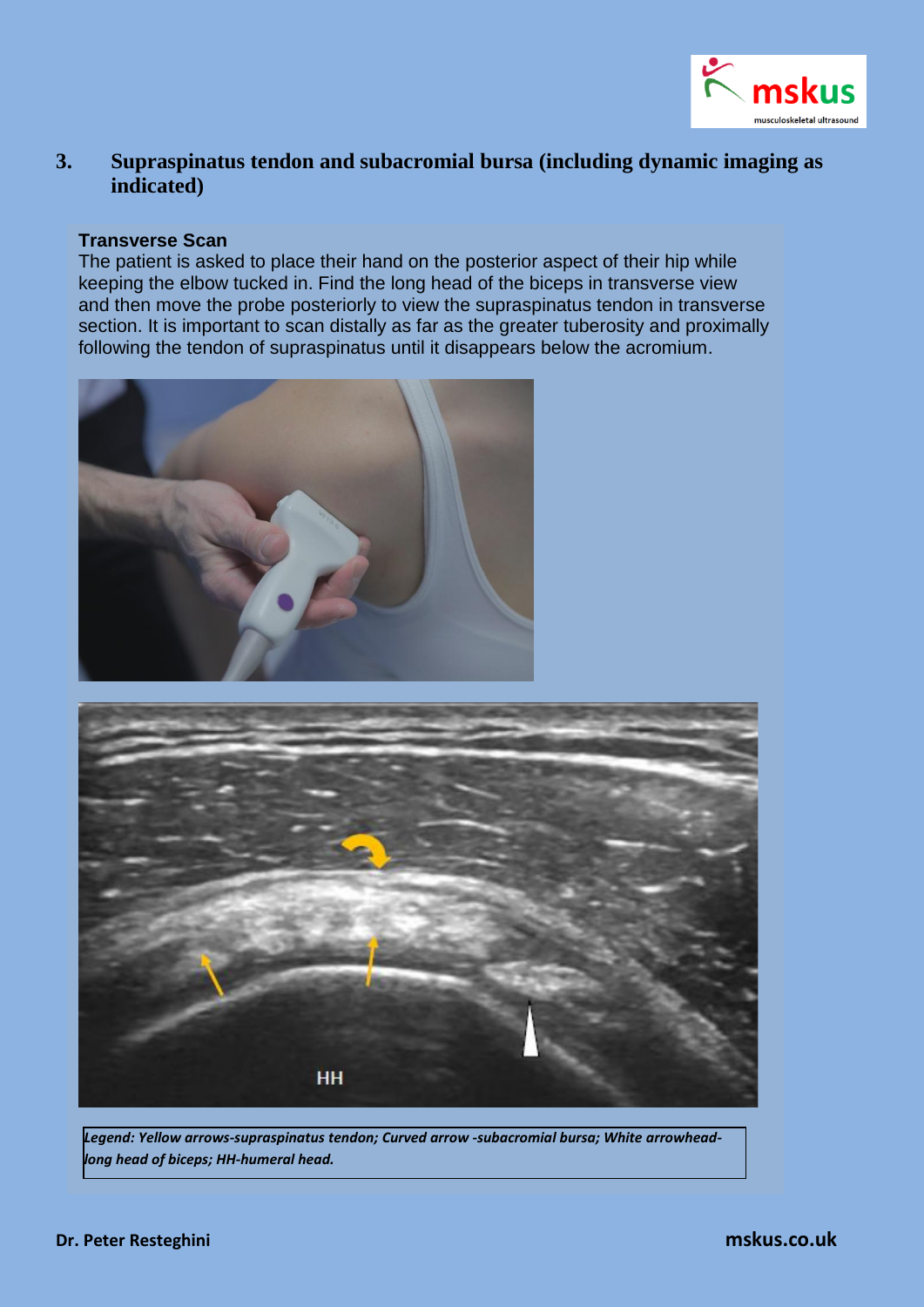## 3. Supraspinatus tendon and subacromial bursa (including dynamic imaging as indicated)

**Transverse Scan**

The patient is asked to place their hand on the posterior aspect of their hip while keeping the elbow tucked in. Find the long head of the biceps in transverse view and then move the probe posteriorly to view the supraspinatus tendon in transverse section. It is important to scan distally as far as the greater tuberosity and proximally following the tendon of supraspinatus until it disappears below the acromium.

***Legend: Yellow arrows-supraspinatus tendon; Curved arrow -subacromial bursa; White arrowhead-long head of biceps; HH-humeral head.***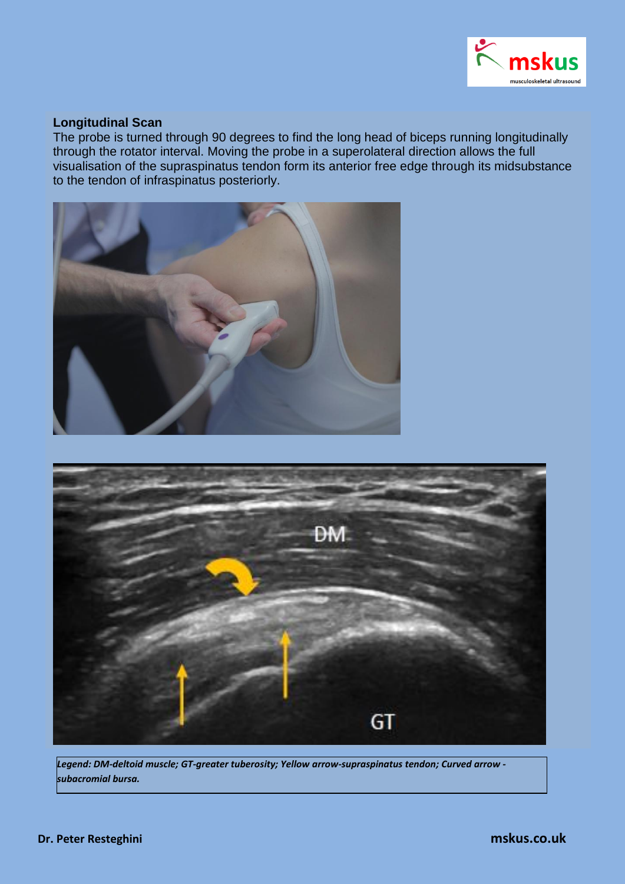## Longitudinal Scan

The probe is turned through 90 degrees to find the long head of biceps running longitudinally through the rotator interval. Moving the probe in a superolateral direction allows the full visualisation of the supraspinatus tendon form its anterior free edge through its midsubstance to the tendon of infraspinatus posteriorly.

*Legend: DM-deltoid muscle; GT-greater tuberosity; Yellow arrow-supraspinatus tendon; Curved arrow - subacromial bursa.*

**Dr. Peter Resteghini** **mskus.co.uk**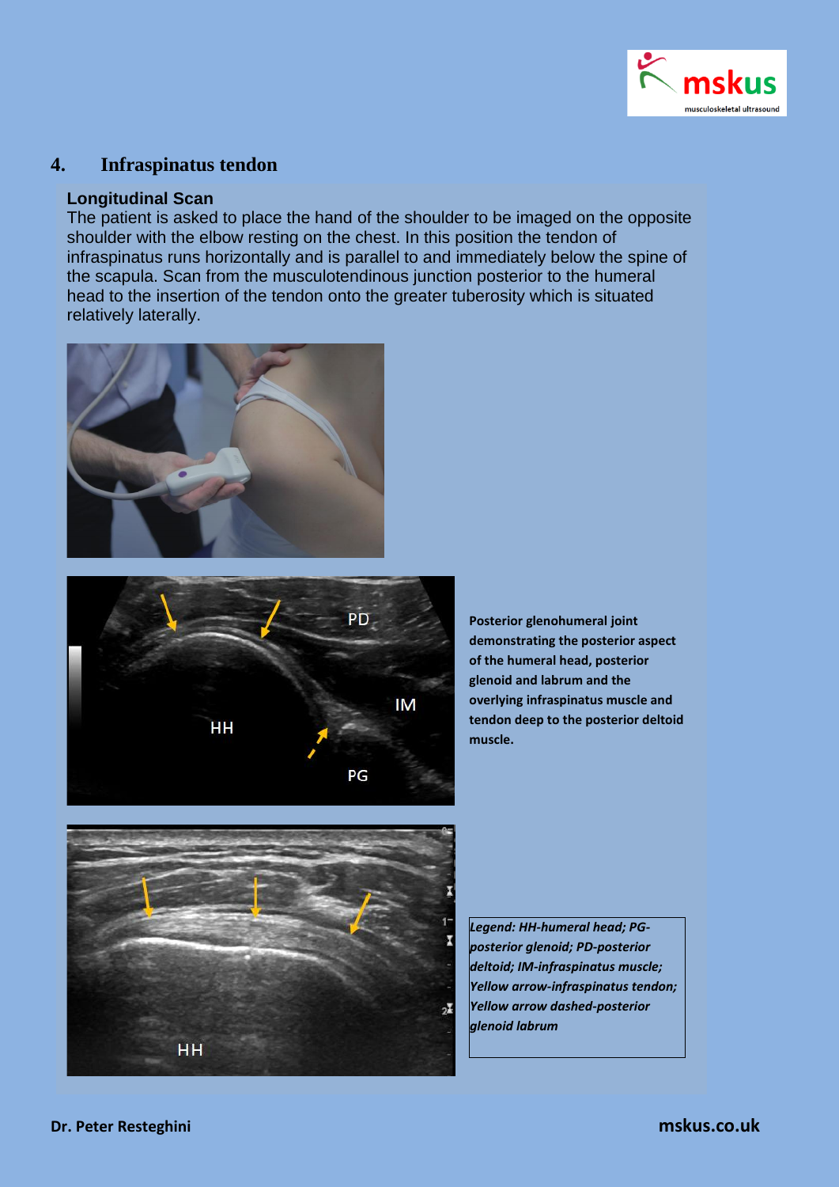## 4. Infraspinatus tendon

### Longitudinal Scan

The patient is asked to place the hand of the shoulder to be imaged on the opposite shoulder with the elbow resting on the chest. In this position the tendon of infraspinatus runs horizontally and is parallel to and immediately below the spine of the scapula. Scan from the musculotendinous junction posterior to the humeral head to the insertion of the tendon onto the greater tuberosity which is situated relatively laterally.

**Posterior glenohumeral joint demonstrating the posterior aspect of the humeral head, posterior glenoid and labrum and the overlying infraspinatus muscle and tendon deep to the posterior deltoid muscle.**

***Legend: HH-humeral head; PG-posterior glenoid; PD-posterior deltoid; IM-infraspinatus muscle; Yellow arrow-infraspinatus tendon; Yellow arrow dashed-posterior glenoid labrum***

**Dr. Peter Resteghini** — **mskus.co.uk**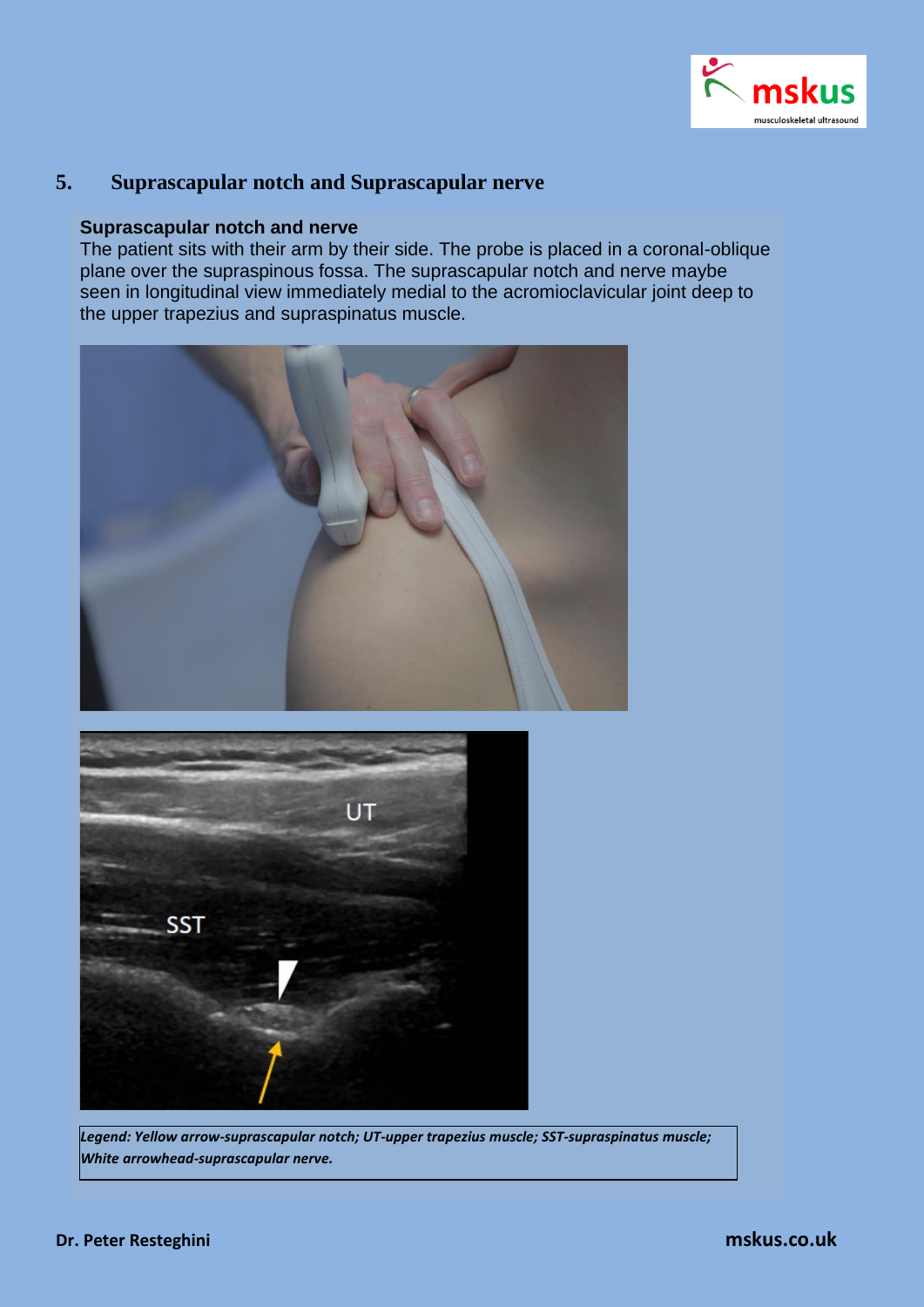## 5. Suprascapular notch and Suprascapular nerve

### Suprascapular notch and nerve

The patient sits with their arm by their side. The probe is placed in a coronal-oblique plane over the supraspinous fossa. The suprascapular notch and nerve maybe seen in longitudinal view immediately medial to the acromioclavicular joint deep to the upper trapezius and supraspinatus muscle.

*Legend: Yellow arrow-suprascapular notch; UT-upper trapezius muscle; SST-supraspinatus muscle; White arrowhead-suprascapular nerve.*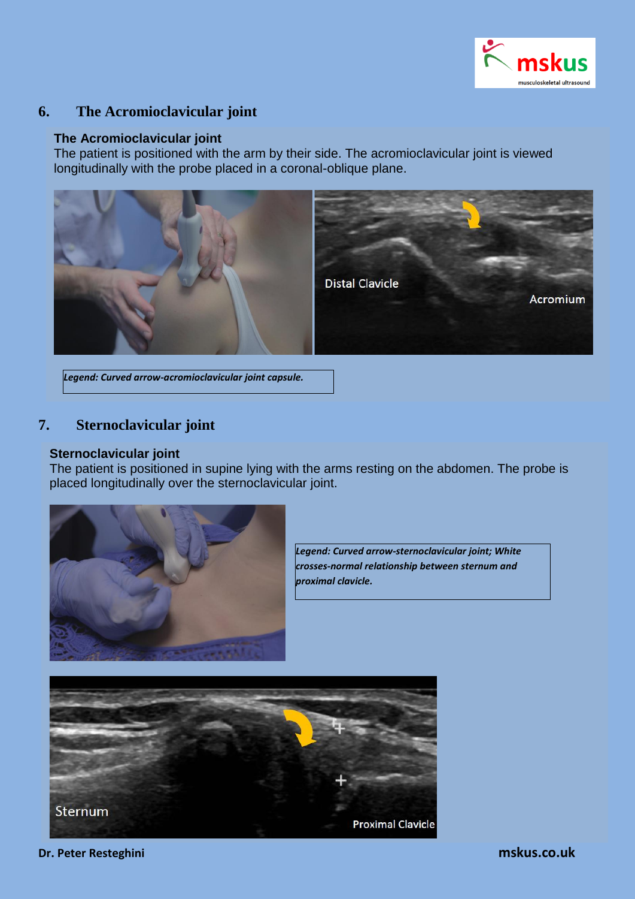## 6. The Acromioclavicular joint

### The Acromioclavicular joint

The patient is positioned with the arm by their side. The acromioclavicular joint is viewed longitudinally with the probe placed in a coronal-oblique plane.

Distal Clavicle

Acromium

*Legend: Curved arrow-acromioclavicular joint capsule.*

## 7. Sternoclavicular joint

### Sternoclavicular joint

The patient is positioned in supine lying with the arms resting on the abdomen. The probe is placed longitudinally over the sternoclavicular joint.

*Legend: Curved arrow-sternoclavicular joint; White crosses-normal relationship between sternum and proximal clavicle.*

Sternum

Proximal Clavicle